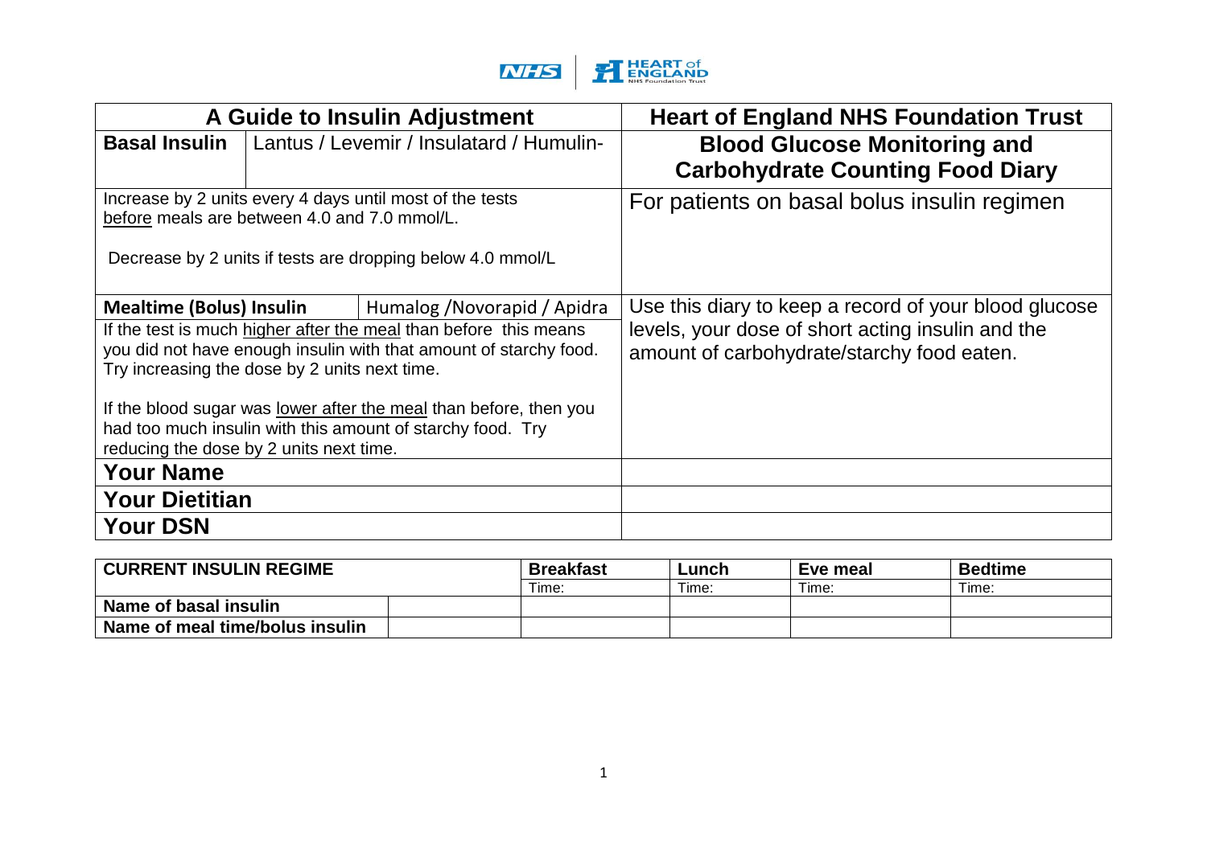| A Guide to Insulin Adjustment | | Heart of England NHS Foundation Trust |
|---|---|---|
| **Basal Insulin** | Lantus / Levemir / Insulatard / Humulin- | **Blood Glucose Monitoring and Carbohydrate Counting Food Diary** |
| Increase by 2 units every 4 days until most of the tests before meals are between 4.0 and 7.0 mmol/L.<br><br>Decrease by 2 units if tests are dropping below 4.0 mmol/L | | For patients on basal bolus insulin regimen |
| **Mealtime (Bolus) Insulin** | Humalog /Novorapid / Apidra | Use this diary to keep a record of your blood glucose levels, your dose of short acting insulin and the amount of carbohydrate/starchy food eaten. |
| If the test is much higher after the meal than before this means you did not have enough insulin with that amount of starchy food. Try increasing the dose by 2 units next time.<br><br>If the blood sugar was lower after the meal than before, then you had too much insulin with this amount of starchy food. Try reducing the dose by 2 units next time. | | |
| **Your Name** | | |
| **Your Dietitian** | | |
| **Your DSN** | | |

| CURRENT INSULIN REGIME | | Breakfast | Lunch | Eve meal | Bedtime |
|---|---|---|---|---|---|
| | | Time: | Time: | Time: | Time: |
| **Name of basal insulin** | | | | | |
| **Name of meal time/bolus insulin** | | | | | |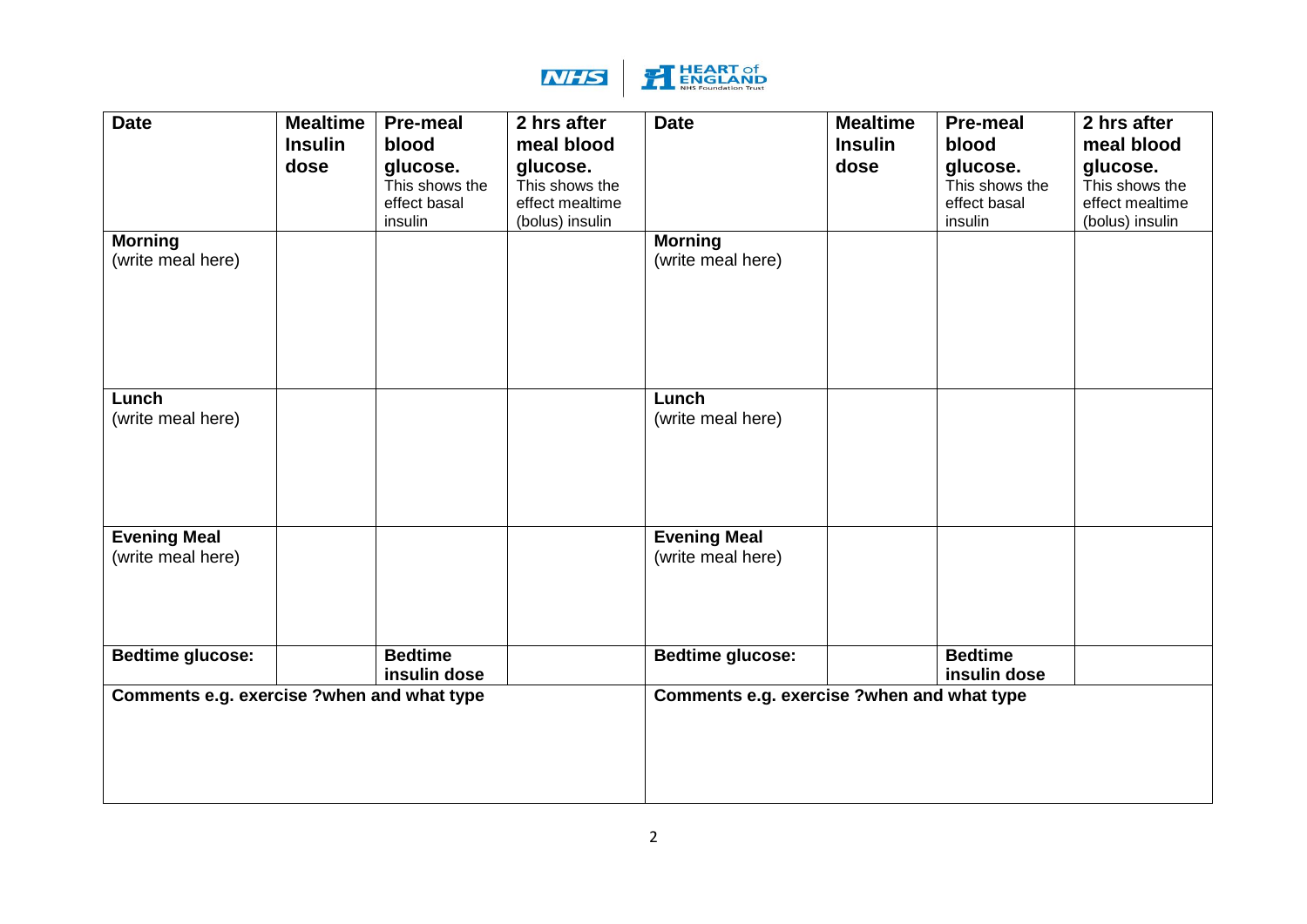| Date | Mealtime Insulin dose | Pre-meal blood glucose. This shows the effect basal insulin | 2 hrs after meal blood glucose. This shows the effect mealtime (bolus) insulin | Date | Mealtime Insulin dose | Pre-meal blood glucose. This shows the effect basal insulin | 2 hrs after meal blood glucose. This shows the effect mealtime (bolus) insulin |
|---|---|---|---|---|---|---|---|
| **Morning** (write meal here) | | | | **Morning** (write meal here) | | | |
| **Lunch** (write meal here) | | | | **Lunch** (write meal here) | | | |
| **Evening Meal** (write meal here) | | | | **Evening Meal** (write meal here) | | | |
| **Bedtime glucose:** | | **Bedtime insulin dose** | | **Bedtime glucose:** | | **Bedtime insulin dose** | |
| **Comments e.g. exercise ?when and what type** | | | | **Comments e.g. exercise ?when and what type** | | | |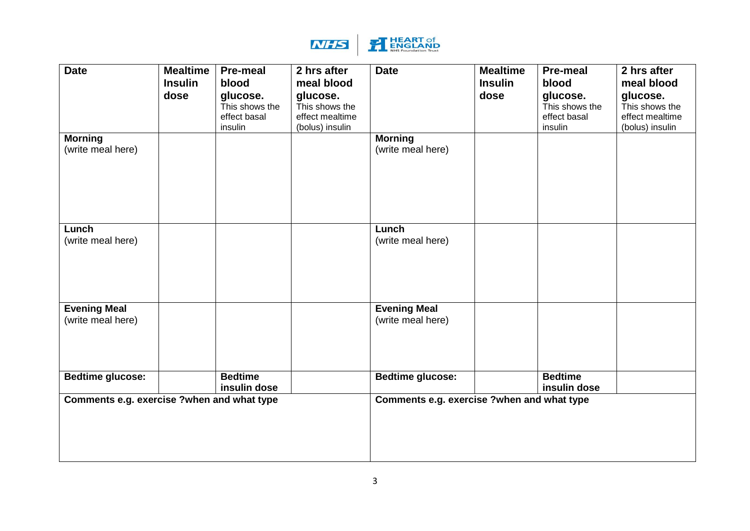| Date | Mealtime Insulin dose | Pre-meal blood glucose. This shows the effect basal insulin | 2 hrs after meal blood glucose. This shows the effect mealtime (bolus) insulin | Date | Mealtime Insulin dose | Pre-meal blood glucose. This shows the effect basal insulin | 2 hrs after meal blood glucose. This shows the effect mealtime (bolus) insulin |
|---|---|---|---|---|---|---|---|
| **Morning** (write meal here) | | | | **Morning** (write meal here) | | | |
| **Lunch** (write meal here) | | | | **Lunch** (write meal here) | | | |
| **Evening Meal** (write meal here) | | | | **Evening Meal** (write meal here) | | | |
| **Bedtime glucose:** | | **Bedtime insulin dose** | | **Bedtime glucose:** | | **Bedtime insulin dose** | |
| **Comments e.g. exercise ?when and what type** | | | | **Comments e.g. exercise ?when and what type** | | | |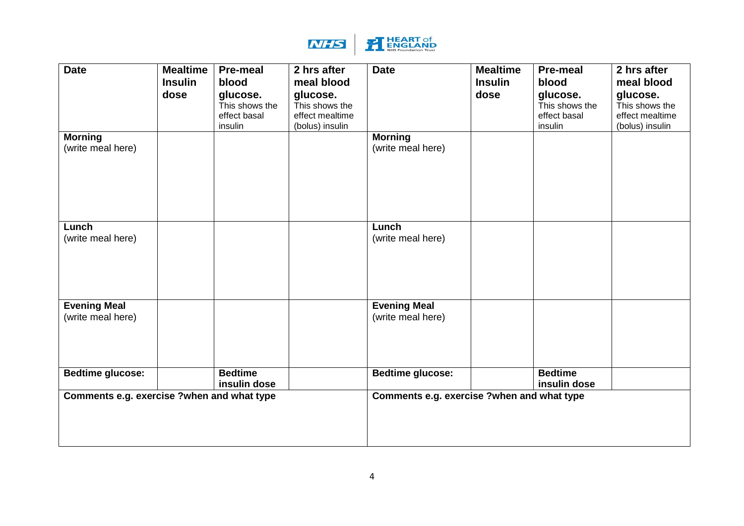| **Date** | **Mealtime Insulin dose** | **Pre-meal blood glucose.** This shows the effect basal insulin | **2 hrs after meal blood glucose.** This shows the effect mealtime (bolus) insulin | **Date** | **Mealtime Insulin dose** | **Pre-meal blood glucose.** This shows the effect basal insulin | **2 hrs after meal blood glucose.** This shows the effect mealtime (bolus) insulin |
|---|---|---|---|---|---|---|---|
| **Morning** (write meal here) | | | | **Morning** (write meal here) | | | |
| **Lunch** (write meal here) | | | | **Lunch** (write meal here) | | | |
| **Evening Meal** (write meal here) | | | | **Evening Meal** (write meal here) | | | |
| **Bedtime glucose:** | | **Bedtime insulin dose** | | **Bedtime glucose:** | | **Bedtime insulin dose** | |
| **Comments e.g. exercise ?when and what type** | | | | **Comments e.g. exercise ?when and what type** | | | |